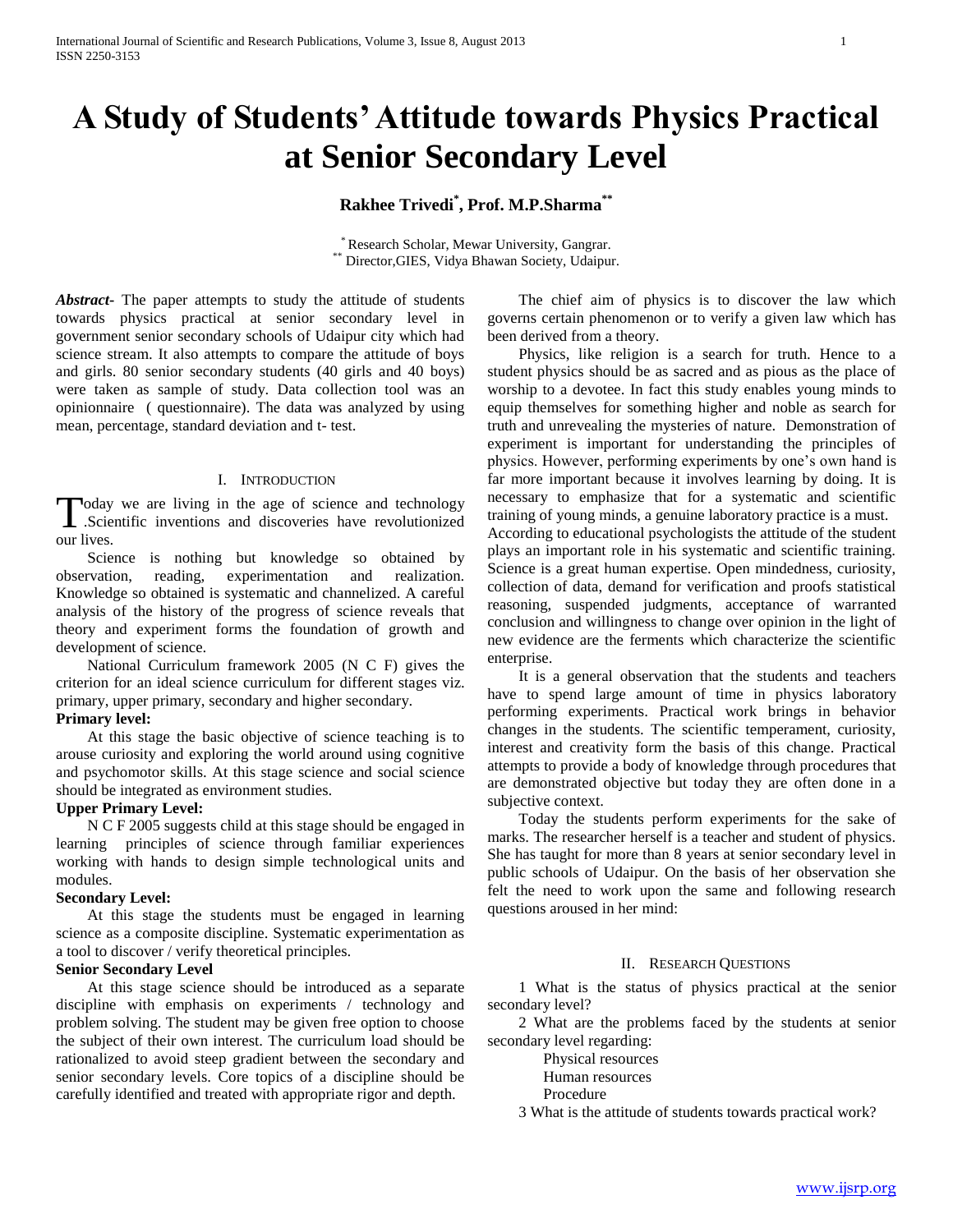# A Study of Students' Attitude towards Physics Practical at Senior Secondary Level

**Rakhee Trivedi[*], Prof. M.P.Sharma[**]**

[*] Research Scholar, Mewar University, Gangrar.
[**] Director,GIES, Vidya Bhawan Society, Udaipur.

***Abstract-*** The paper attempts to study the attitude of students towards physics practical at senior secondary level in government senior secondary schools of Udaipur city which had science stream. It also attempts to compare the attitude of boys and girls. 80 senior secondary students (40 girls and 40 boys) were taken as sample of study. Data collection tool was an opinionnaire ( questionnaire). The data was analyzed by using mean, percentage, standard deviation and t- test.

## I. Introduction

Today we are living in the age of science and technology .Scientific inventions and discoveries have revolutionized our lives.

Science is nothing but knowledge so obtained by observation, reading, experimentation and realization. Knowledge so obtained is systematic and channelized. A careful analysis of the history of the progress of science reveals that theory and experiment forms the foundation of growth and development of science.

National Curriculum framework 2005 (N C F) gives the criterion for an ideal science curriculum for different stages viz. primary, upper primary, secondary and higher secondary.

**Primary level:**

At this stage the basic objective of science teaching is to arouse curiosity and exploring the world around using cognitive and psychomotor skills. At this stage science and social science should be integrated as environment studies.

**Upper Primary Level:**

N C F 2005 suggests child at this stage should be engaged in learning principles of science through familiar experiences working with hands to design simple technological units and modules.

**Secondary Level:**

At this stage the students must be engaged in learning science as a composite discipline. Systematic experimentation as a tool to discover / verify theoretical principles.

**Senior Secondary Level**

At this stage science should be introduced as a separate discipline with emphasis on experiments / technology and problem solving. The student may be given free option to choose the subject of their own interest. The curriculum load should be rationalized to avoid steep gradient between the secondary and senior secondary levels. Core topics of a discipline should be carefully identified and treated with appropriate rigor and depth.

The chief aim of physics is to discover the law which governs certain phenomenon or to verify a given law which has been derived from a theory.

Physics, like religion is a search for truth. Hence to a student physics should be as sacred and as pious as the place of worship to a devotee. In fact this study enables young minds to equip themselves for something higher and noble as search for truth and unrevealing the mysteries of nature. Demonstration of experiment is important for understanding the principles of physics. However, performing experiments by one's own hand is far more important because it involves learning by doing. It is necessary to emphasize that for a systematic and scientific training of young minds, a genuine laboratory practice is a must.
According to educational psychologists the attitude of the student plays an important role in his systematic and scientific training. Science is a great human expertise. Open mindedness, curiosity, collection of data, demand for verification and proofs statistical reasoning, suspended judgments, acceptance of warranted conclusion and willingness to change over opinion in the light of new evidence are the ferments which characterize the scientific enterprise.

It is a general observation that the students and teachers have to spend large amount of time in physics laboratory performing experiments. Practical work brings in behavior changes in the students. The scientific temperament, curiosity, interest and creativity form the basis of this change. Practical attempts to provide a body of knowledge through procedures that are demonstrated objective but today they are often done in a subjective context.

Today the students perform experiments for the sake of marks. The researcher herself is a teacher and student of physics. She has taught for more than 8 years at senior secondary level in public schools of Udaipur. On the basis of her observation she felt the need to work upon the same and following research questions aroused in her mind:

## II. Research Questions

1 What is the status of physics practical at the senior secondary level?

2 What are the problems faced by the students at senior secondary level regarding:

Physical resources
Human resources
Procedure

3 What is the attitude of students towards practical work?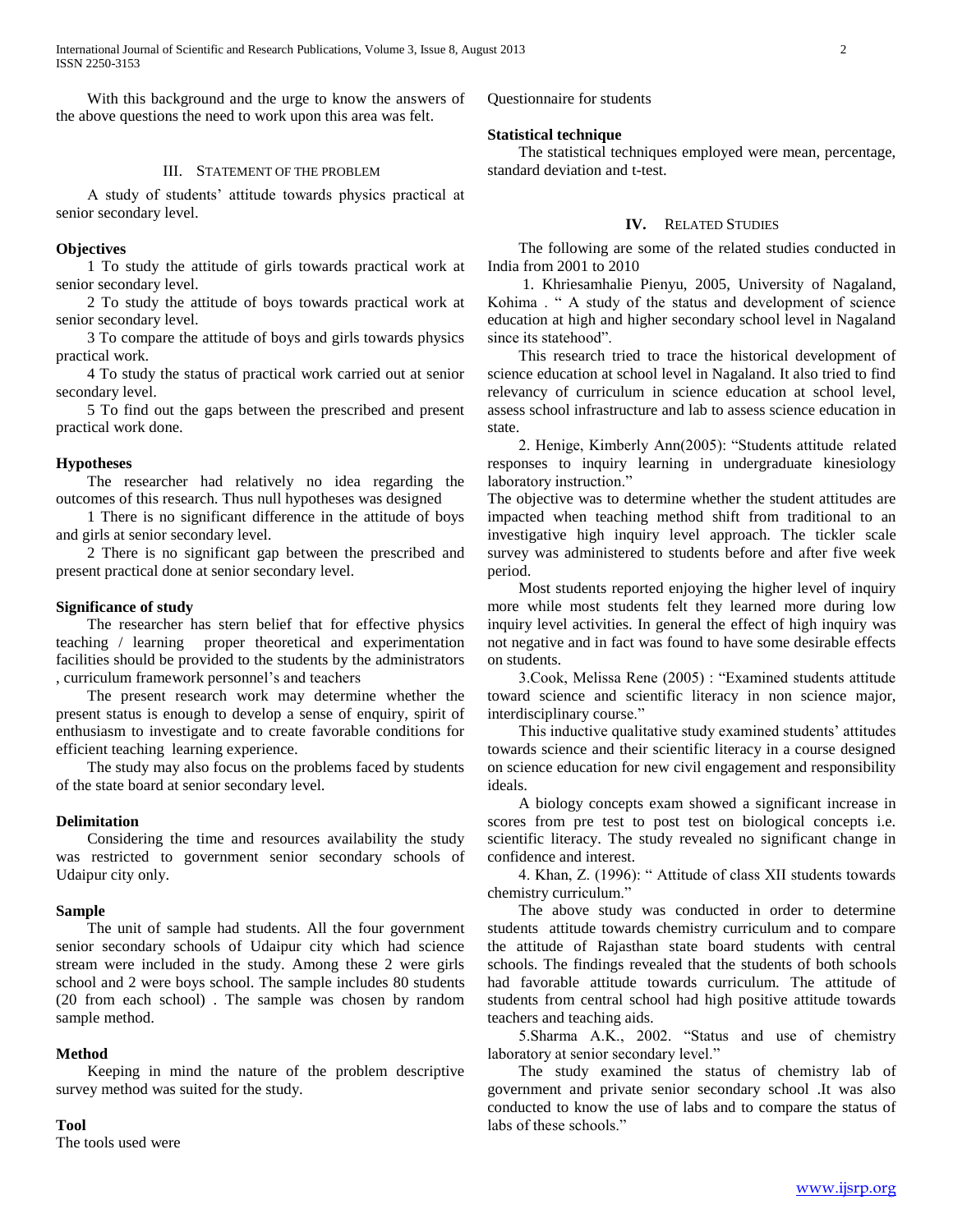With this background and the urge to know the answers of the above questions the need to work upon this area was felt.

## III. Statement of the Problem

A study of students' attitude towards physics practical at senior secondary level.

**Objectives**

1 To study the attitude of girls towards practical work at senior secondary level.

2 To study the attitude of boys towards practical work at senior secondary level.

3 To compare the attitude of boys and girls towards physics practical work.

4 To study the status of practical work carried out at senior secondary level.

5 To find out the gaps between the prescribed and present practical work done.

**Hypotheses**

The researcher had relatively no idea regarding the outcomes of this research. Thus null hypotheses was designed

1 There is no significant difference in the attitude of boys and girls at senior secondary level.

2 There is no significant gap between the prescribed and present practical done at senior secondary level.

**Significance of study**

The researcher has stern belief that for effective physics teaching / learning proper theoretical and experimentation facilities should be provided to the students by the administrators , curriculum framework personnel's and teachers

The present research work may determine whether the present status is enough to develop a sense of enquiry, spirit of enthusiasm to investigate and to create favorable conditions for efficient teaching learning experience.

The study may also focus on the problems faced by students of the state board at senior secondary level.

**Delimitation**

Considering the time and resources availability the study was restricted to government senior secondary schools of Udaipur city only.

**Sample**

The unit of sample had students. All the four government senior secondary schools of Udaipur city which had science stream were included in the study. Among these 2 were girls school and 2 were boys school. The sample includes 80 students (20 from each school) . The sample was chosen by random sample method.

**Method**

Keeping in mind the nature of the problem descriptive survey method was suited for the study.

**Tool**

The tools used were

Questionnaire for students

**Statistical technique**

The statistical techniques employed were mean, percentage, standard deviation and t-test.

## IV. Related Studies

The following are some of the related studies conducted in India from 2001 to 2010

1. Khriesamhalie Pienyu, 2005, University of Nagaland, Kohima . " A study of the status and development of science education at high and higher secondary school level in Nagaland since its statehood".

This research tried to trace the historical development of science education at school level in Nagaland. It also tried to find relevancy of curriculum in science education at school level, assess school infrastructure and lab to assess science education in state.

2. Henige, Kimberly Ann(2005): "Students attitude related responses to inquiry learning in undergraduate kinesiology laboratory instruction."

The objective was to determine whether the student attitudes are impacted when teaching method shift from traditional to an investigative high inquiry level approach. The tickler scale survey was administered to students before and after five week period.

Most students reported enjoying the higher level of inquiry more while most students felt they learned more during low inquiry level activities. In general the effect of high inquiry was not negative and in fact was found to have some desirable effects on students.

3.Cook, Melissa Rene (2005) : "Examined students attitude toward science and scientific literacy in non science major, interdisciplinary course."

This inductive qualitative study examined students' attitudes towards science and their scientific literacy in a course designed on science education for new civil engagement and responsibility ideals.

A biology concepts exam showed a significant increase in scores from pre test to post test on biological concepts i.e. scientific literacy. The study revealed no significant change in confidence and interest.

4. Khan, Z. (1996): " Attitude of class XII students towards chemistry curriculum."

The above study was conducted in order to determine students attitude towards chemistry curriculum and to compare the attitude of Rajasthan state board students with central schools. The findings revealed that the students of both schools had favorable attitude towards curriculum. The attitude of students from central school had high positive attitude towards teachers and teaching aids.

5.Sharma A.K., 2002. "Status and use of chemistry laboratory at senior secondary level."

The study examined the status of chemistry lab of government and private senior secondary school .It was also conducted to know the use of labs and to compare the status of labs of these schools."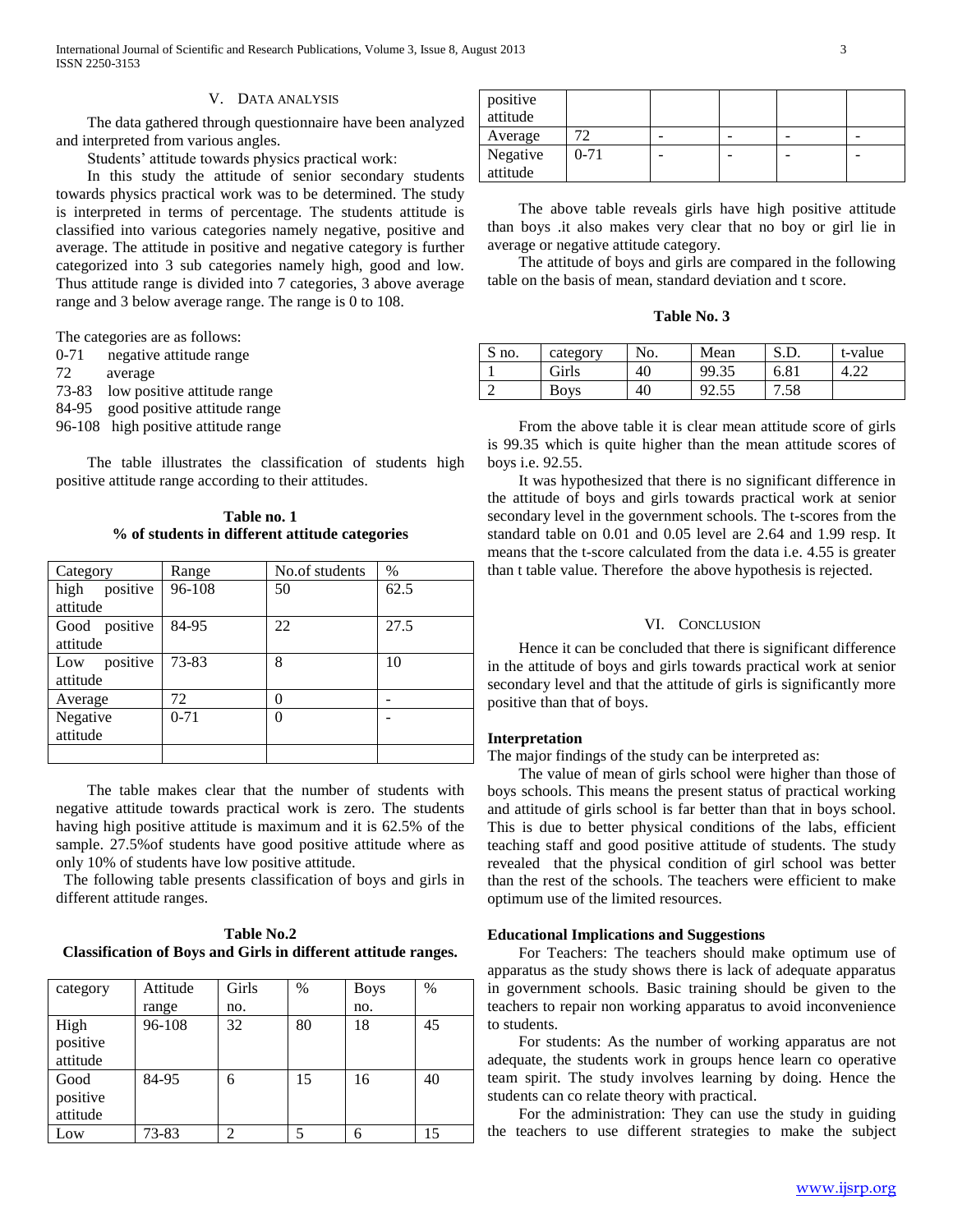## V. Data Analysis

The data gathered through questionnaire have been analyzed and interpreted from various angles.

Students' attitude towards physics practical work:

In this study the attitude of senior secondary students towards physics practical work was to be determined. The study is interpreted in terms of percentage. The students attitude is classified into various categories namely negative, positive and average. The attitude in positive and negative category is further categorized into 3 sub categories namely high, good and low. Thus attitude range is divided into 7 categories, 3 above average range and 3 below average range. The range is 0 to 108.

The categories are as follows:

0-71 negative attitude range
72 average
73-83 low positive attitude range
84-95 good positive attitude range
96-108 high positive attitude range

The table illustrates the classification of students high positive attitude range according to their attitudes.

**Table no. 1**
**% of students in different attitude categories**

| Category | Range | No.of students | % |
|---|---|---|---|
| high positive attitude | 96-108 | 50 | 62.5 |
| Good positive attitude | 84-95 | 22 | 27.5 |
| Low positive attitude | 73-83 | 8 | 10 |
| Average | 72 | 0 | - |
| Negative attitude | 0-71 | 0 | - |
| | | | |

The table makes clear that the number of students with negative attitude towards practical work is zero. The students having high positive attitude is maximum and it is 62.5% of the sample. 27.5%of students have good positive attitude where as only 10% of students have low positive attitude.

The following table presents classification of boys and girls in different attitude ranges.

**Table No.2**
**Classification of Boys and Girls in different attitude ranges.**

| category | Attitude range | Girls no. | % | Boys no. | % |
|---|---|---|---|---|---|
| High positive attitude | 96-108 | 32 | 80 | 18 | 45 |
| Good positive attitude | 84-95 | 6 | 15 | 16 | 40 |
| Low positive attitude | 73-83 | 2 | 5 | 6 | 15 |
| Average | 72 | - | - | - | - |
| Negative attitude | 0-71 | - | - | - | - |

The above table reveals girls have high positive attitude than boys .it also makes very clear that no boy or girl lie in average or negative attitude category.

The attitude of boys and girls are compared in the following table on the basis of mean, standard deviation and t score.

**Table No. 3**

| S no. | category | No. | Mean | S.D. | t-value |
|---|---|---|---|---|---|
| 1 | Girls | 40 | 99.35 | 6.81 | 4.22 |
| 2 | Boys | 40 | 92.55 | 7.58 | |

From the above table it is clear mean attitude score of girls is 99.35 which is quite higher than the mean attitude scores of boys i.e. 92.55.

It was hypothesized that there is no significant difference in the attitude of boys and girls towards practical work at senior secondary level in the government schools. The t-scores from the standard table on 0.01 and 0.05 level are 2.64 and 1.99 resp. It means that the t-score calculated from the data i.e. 4.55 is greater than t table value. Therefore the above hypothesis is rejected.

## VI. Conclusion

Hence it can be concluded that there is significant difference in the attitude of boys and girls towards practical work at senior secondary level and that the attitude of girls is significantly more positive than that of boys.

### Interpretation

The major findings of the study can be interpreted as:

The value of mean of girls school were higher than those of boys schools. This means the present status of practical working and attitude of girls school is far better than that in boys school. This is due to better physical conditions of the labs, efficient teaching staff and good positive attitude of students. The study revealed that the physical condition of girl school was better than the rest of the schools. The teachers were efficient to make optimum use of the limited resources.

### Educational Implications and Suggestions

For Teachers: The teachers should make optimum use of apparatus as the study shows there is lack of adequate apparatus in government schools. Basic training should be given to the teachers to repair non working apparatus to avoid inconvenience to students.

For students: As the number of working apparatus are not adequate, the students work in groups hence learn co operative team spirit. The study involves learning by doing. Hence the students can co relate theory with practical.

For the administration: They can use the study in guiding the teachers to use different strategies to make the subject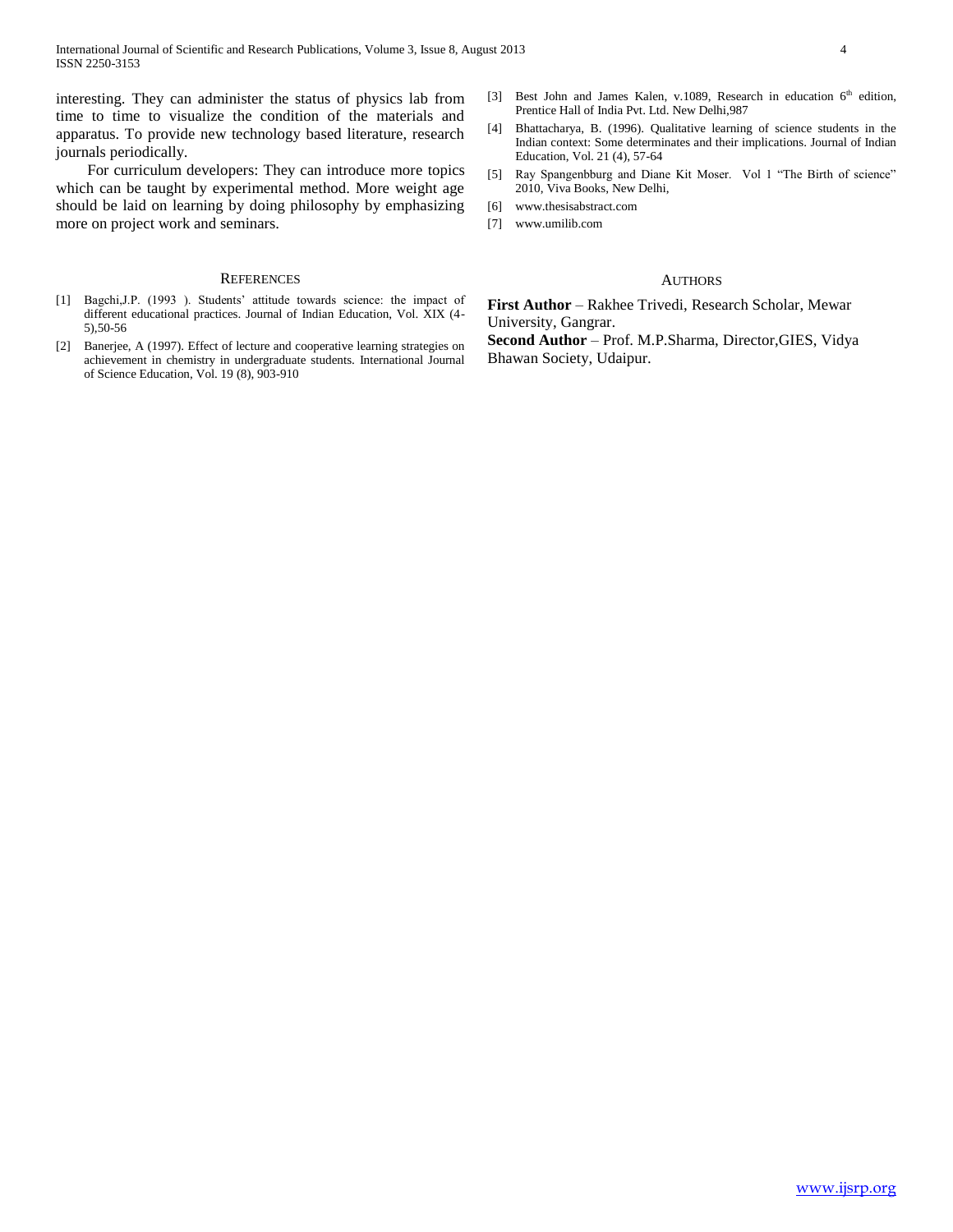interesting. They can administer the status of physics lab from time to time to visualize the condition of the materials and apparatus. To provide new technology based literature, research journals periodically.

For curriculum developers: They can introduce more topics which can be taught by experimental method. More weight age should be laid on learning by doing philosophy by emphasizing more on project work and seminars.

## References

[1] Bagchi,J.P. (1993 ). Students' attitude towards science: the impact of different educational practices. Journal of Indian Education, Vol. XIX (4-5),50-56

[2] Banerjee, A (1997). Effect of lecture and cooperative learning strategies on achievement in chemistry in undergraduate students. International Journal of Science Education, Vol. 19 (8), 903-910

[3] Best John and James Kalen, v.1089, Research in education 6th edition, Prentice Hall of India Pvt. Ltd. New Delhi,987

[4] Bhattacharya, B. (1996). Qualitative learning of science students in the Indian context: Some determinates and their implications. Journal of Indian Education, Vol. 21 (4), 57-64

[5] Ray Spangenbburg and Diane Kit Moser. Vol 1 "The Birth of science" 2010, Viva Books, New Delhi,

[6] www.thesisabstract.com

[7] www.umilib.com

## Authors

**First Author** – Rakhee Trivedi, Research Scholar, Mewar University, Gangrar.

**Second Author** – Prof. M.P.Sharma, Director,GIES, Vidya Bhawan Society, Udaipur.